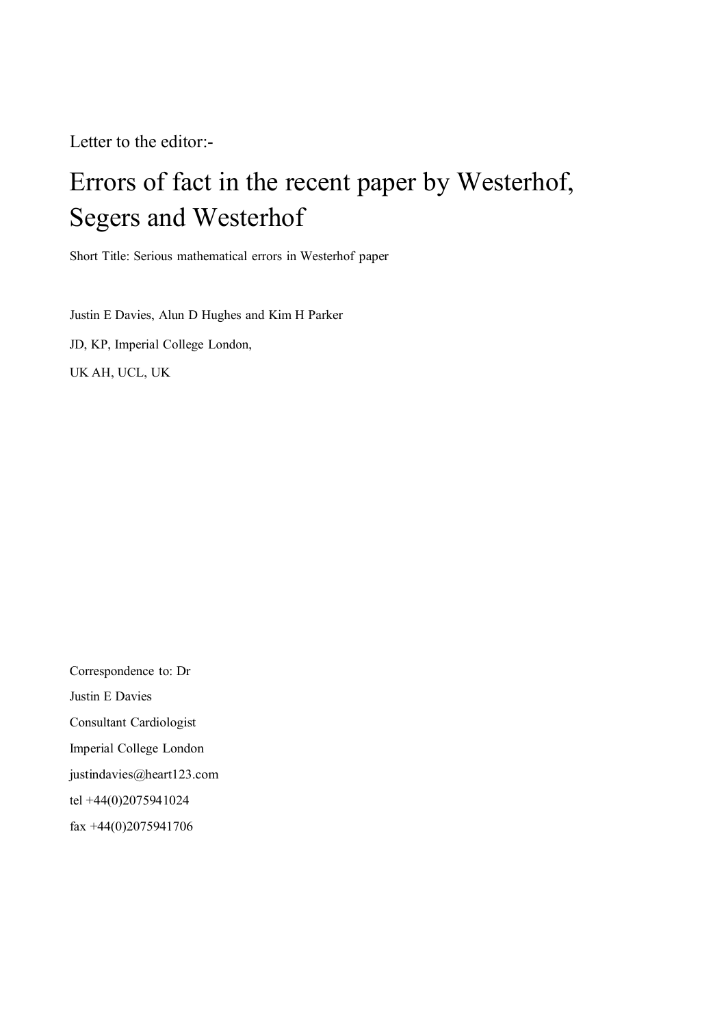Letter to the editor:-

# Errors of fact in the recent paper by Westerhof, Segers and Westerhof

Short Title: Serious mathematical errors in Westerhof paper

Justin E Davies, Alun D Hughes and Kim H Parker

JD, KP, Imperial College London,

UK AH, UCL, UK

Correspondence to: Dr

Justin E Davies

Consultant Cardiologist

Imperial College London

justindavies@heart123.com

tel +44(0)2075941024

fax +44(0)2075941706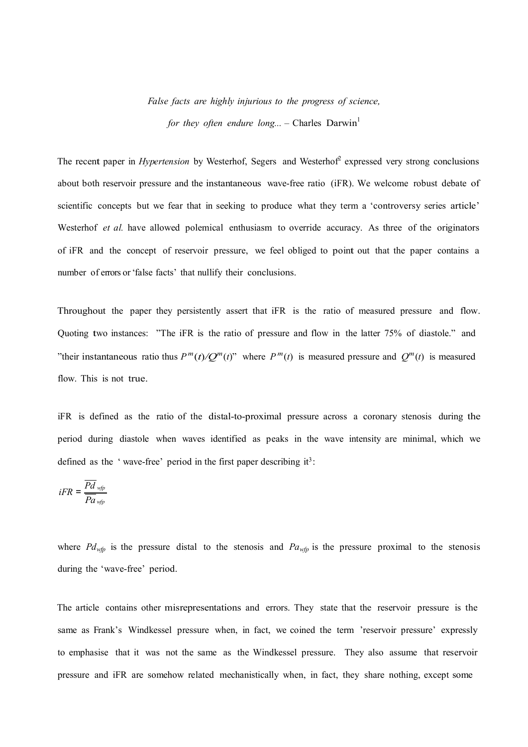*False facts are highly injurious to the progress of science,*

*for they often endure long...* – Charles Darwin[1]

The recent paper in *Hypertension* by Westerhof, Segers and Westerhof[2] expressed very strong conclusions about both reservoir pressure and the instantaneous wave-free ratio (iFR). We welcome robust debate of scientific concepts but we fear that in seeking to produce what they term a 'controversy series article' Westerhof *et al.* have allowed polemical enthusiasm to override accuracy. As three of the originators of iFR and the concept of reservoir pressure, we feel obliged to point out that the paper contains a number of errors or 'false facts' that nullify their conclusions.

Throughout the paper they persistently assert that iFR is the ratio of measured pressure and flow. Quoting two instances: "The iFR is the ratio of pressure and flow in the latter 75% of diastole." and "their instantaneous ratio thus $P^m(t)/Q^m(t)$" where $P^m(t)$ is measured pressure and $Q^m(t)$ is measured flow. This is not true.

iFR is defined as the ratio of the distal-to-proximal pressure across a coronary stenosis during the period during diastole when waves identified as peaks in the wave intensity are minimal, which we defined as the 'wave-free' period in the first paper describing it[3]:

$$iFR = \frac{\overline{Pd}_{wfp}}{\overline{Pa}_{wfp}}$$

where $Pd_{wfp}$ is the pressure distal to the stenosis and $Pa_{wfp}$ is the pressure proximal to the stenosis during the 'wave-free' period.

The article contains other misrepresentations and errors. They state that the reservoir pressure is the same as Frank's Windkessel pressure when, in fact, we coined the term 'reservoir pressure' expressly to emphasise that it was not the same as the Windkessel pressure. They also assume that reservoir pressure and iFR are somehow related mechanistically when, in fact, they share nothing, except some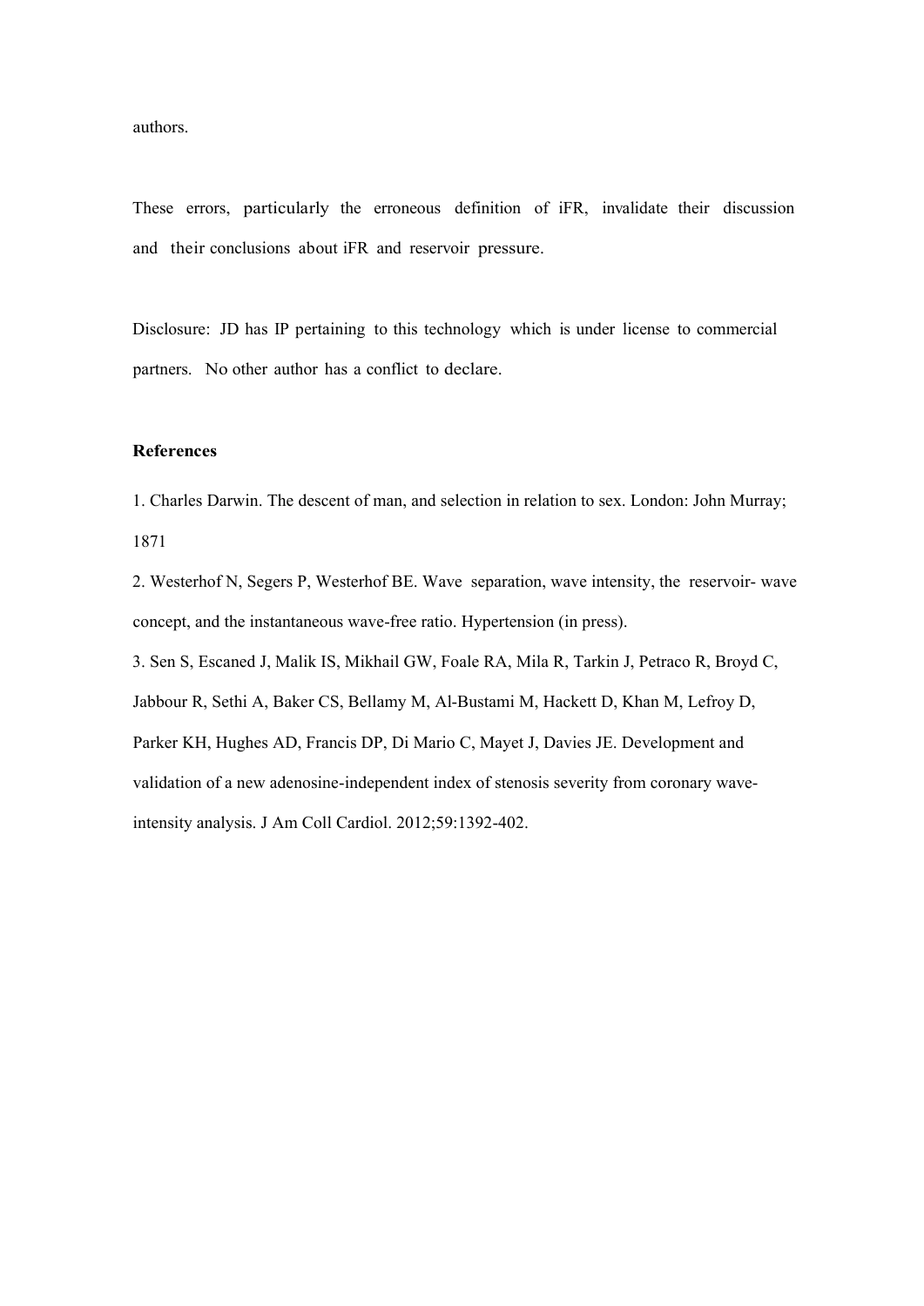authors.

These errors, particularly the erroneous definition of iFR, invalidate their discussion and their conclusions about iFR and reservoir pressure.

Disclosure: JD has IP pertaining to this technology which is under license to commercial partners. No other author has a conflict to declare.

**References**

1. Charles Darwin. The descent of man, and selection in relation to sex. London: John Murray; 1871
2. Westerhof N, Segers P, Westerhof BE. Wave separation, wave intensity, the reservoir- wave concept, and the instantaneous wave-free ratio. Hypertension (in press).
3. Sen S, Escaned J, Malik IS, Mikhail GW, Foale RA, Mila R, Tarkin J, Petraco R, Broyd C, Jabbour R, Sethi A, Baker CS, Bellamy M, Al-Bustami M, Hackett D, Khan M, Lefroy D, Parker KH, Hughes AD, Francis DP, Di Mario C, Mayet J, Davies JE. Development and validation of a new adenosine-independent index of stenosis severity from coronary wave-intensity analysis. J Am Coll Cardiol. 2012;59:1392-402.